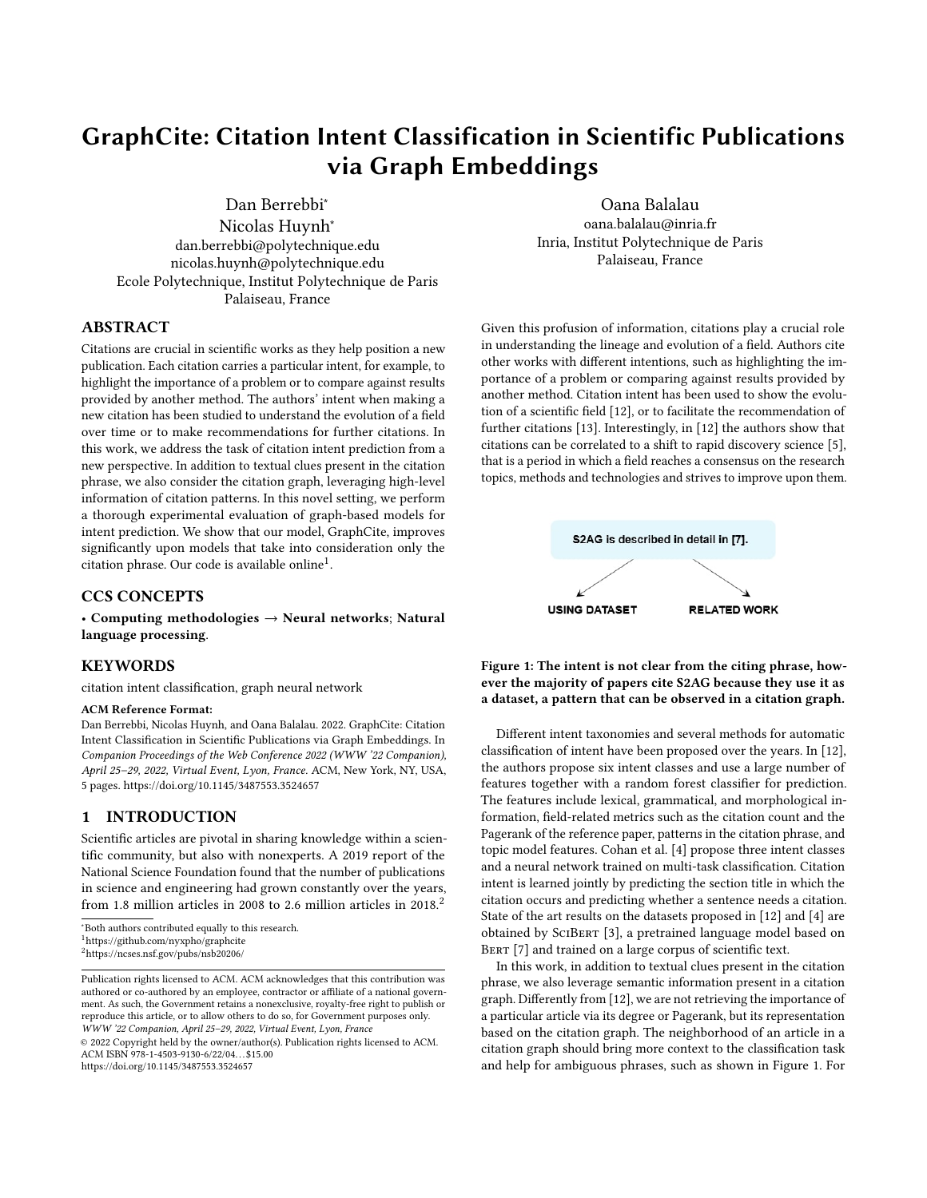# GraphCite: Citation Intent Classification in Scientific Publications via Graph Embeddings

Dan Berrebbi*
Nicolas Huynh*
dan.berrebbi@polytechnique.edu
nicolas.huynh@polytechnique.edu
Ecole Polytechnique, Institut Polytechnique de Paris
Palaiseau, France

Oana Balalau
oana.balalau@inria.fr
Inria, Institut Polytechnique de Paris
Palaiseau, France

## ABSTRACT

Citations are crucial in scientific works as they help position a new publication. Each citation carries a particular intent, for example, to highlight the importance of a problem or to compare against results provided by another method. The authors' intent when making a new citation has been studied to understand the evolution of a field over time or to make recommendations for further citations. In this work, we address the task of citation intent prediction from a new perspective. In addition to textual clues present in the citation phrase, we also consider the citation graph, leveraging high-level information of citation patterns. In this novel setting, we perform a thorough experimental evaluation of graph-based models for intent prediction. We show that our model, GraphCite, improves significantly upon models that take into consideration only the citation phrase. Our code is available online[1].

## CCS CONCEPTS

• **Computing methodologies → Neural networks**; **Natural language processing**.

## KEYWORDS

citation intent classification, graph neural network

**ACM Reference Format:**
Dan Berrebbi, Nicolas Huynh, and Oana Balalau. 2022. GraphCite: Citation Intent Classification in Scientific Publications via Graph Embeddings. In *Companion Proceedings of the Web Conference 2022 (WWW '22 Companion), April 25–29, 2022, Virtual Event, Lyon, France.* ACM, New York, NY, USA, 5 pages. https://doi.org/10.1145/3487553.3524657

## 1 INTRODUCTION

Scientific articles are pivotal in sharing knowledge within a scientific community, but also with nonexperts. A 2019 report of the National Science Foundation found that the number of publications in science and engineering had grown constantly over the years, from 1.8 million articles in 2008 to 2.6 million articles in 2018.[2]

*Both authors contributed equally to this research.
[1] https://github.com/nyxpho/graphcite
[2] https://ncses.nsf.gov/pubs/nsb20206/

Publication rights licensed to ACM. ACM acknowledges that this contribution was authored or co-authored by an employee, contractor or affiliate of a national government. As such, the Government retains a nonexclusive, royalty-free right to publish or reproduce this article, or to allow others to do so, for Government purposes only.
*WWW '22 Companion, April 25–29, 2022, Virtual Event, Lyon, France*
© 2022 Copyright held by the owner/author(s). Publication rights licensed to ACM.
ACM ISBN 978-1-4503-9130-6/22/04…$15.00
https://doi.org/10.1145/3487553.3524657

Given this profusion of information, citations play a crucial role in understanding the lineage and evolution of a field. Authors cite other works with different intentions, such as highlighting the importance of a problem or comparing against results provided by another method. Citation intent has been used to show the evolution of a scientific field [12], or to facilitate the recommendation of further citations [13]. Interestingly, in [12] the authors show that citations can be correlated to a shift to rapid discovery science [5], that is a period in which a field reaches a consensus on the research topics, methods and technologies and strives to improve upon them.

S2AG is described in detail in [7].

USING DATASET    RELATED WORK

**Figure 1: The intent is not clear from the citing phrase, however the majority of papers cite S2AG because they use it as a dataset, a pattern that can be observed in a citation graph.**

Different intent taxonomies and several methods for automatic classification of intent have been proposed over the years. In [12], the authors propose six intent classes and use a large number of features together with a random forest classifier for prediction. The features include lexical, grammatical, and morphological information, field-related metrics such as the citation count and the Pagerank of the reference paper, patterns in the citation phrase, and topic model features. Cohan et al. [4] propose three intent classes and a neural network trained on multi-task classification. Citation intent is learned jointly by predicting the section title in which the citation occurs and predicting whether a sentence needs a citation. State of the art results on the datasets proposed in [12] and [4] are obtained by SciBert [3], a pretrained language model based on Bert [7] and trained on a large corpus of scientific text.

In this work, in addition to textual clues present in the citation phrase, we also leverage semantic information present in a citation graph. Differently from [12], we are not retrieving the importance of a particular article via its degree or Pagerank, but its representation based on the citation graph. The neighborhood of an article in a citation graph should bring more context to the classification task and help for ambiguous phrases, such as shown in Figure 1. For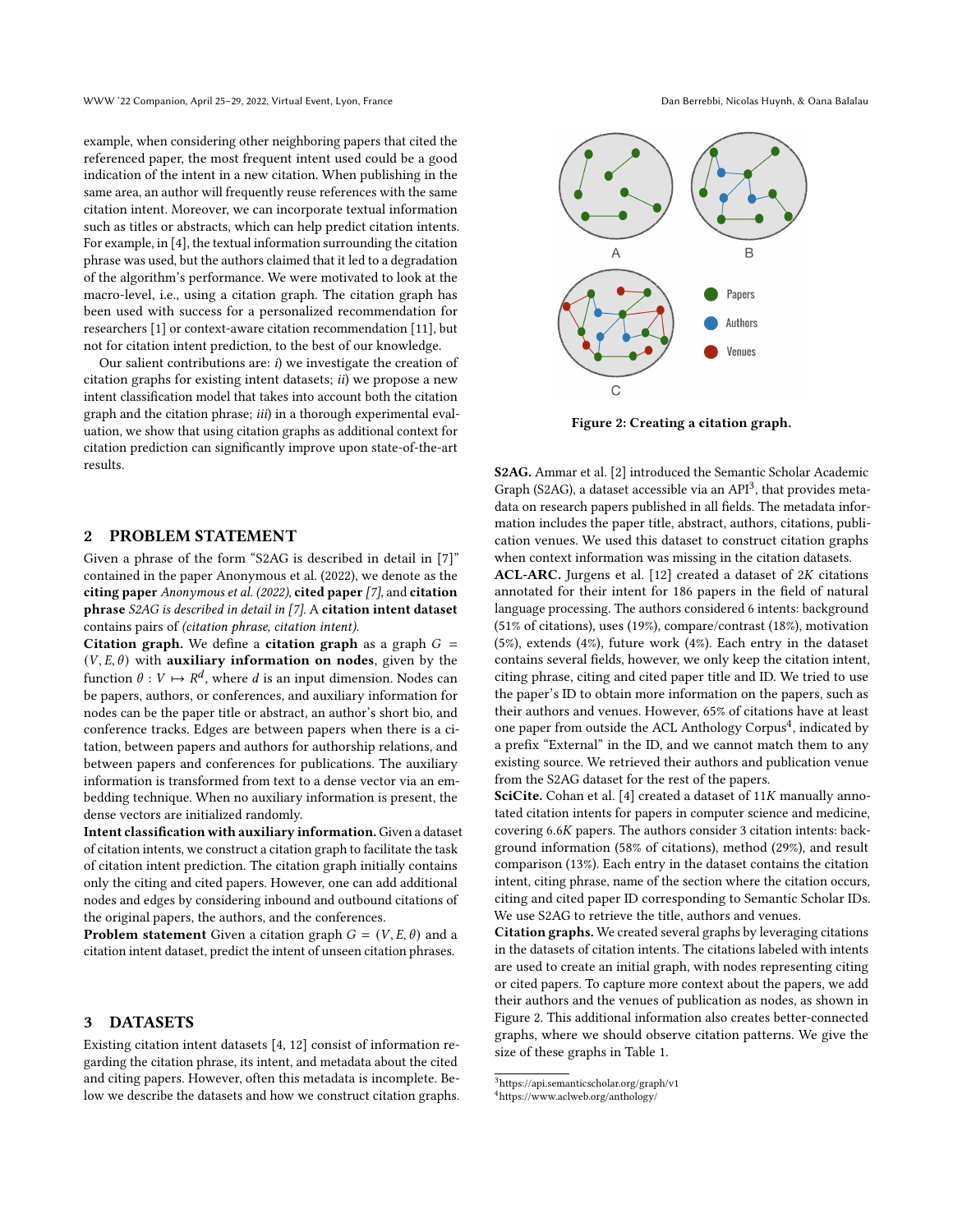example, when considering other neighboring papers that cited the referenced paper, the most frequent intent used could be a good indication of the intent in a new citation. When publishing in the same area, an author will frequently reuse references with the same citation intent. Moreover, we can incorporate textual information such as titles or abstracts, which can help predict citation intents. For example, in [4], the textual information surrounding the citation phrase was used, but the authors claimed that it led to a degradation of the algorithm's performance. We were motivated to look at the macro-level, i.e., using a citation graph. The citation graph has been used with success for a personalized recommendation for researchers [1] or context-aware citation recommendation [11], but not for citation intent prediction, to the best of our knowledge.

Our salient contributions are: *i)* we investigate the creation of citation graphs for existing intent datasets; *ii)* we propose a new intent classification model that takes into account both the citation graph and the citation phrase; *iii)* in a thorough experimental evaluation, we show that using citation graphs as additional context for citation prediction can significantly improve upon state-of-the-art results.

## 2 PROBLEM STATEMENT

Given a phrase of the form "S2AG is described in detail in [7]" contained in the paper Anonymous et al. (2022), we denote as the **citing paper** *Anonymous et al. (2022)*, **cited paper** *[7]*, and **citation phrase** *S2AG is described in detail in [7]*. A **citation intent dataset** contains pairs of *(citation phrase, citation intent)*.

**Citation graph.** We define a **citation graph** as a graph $G = (V, E, \theta)$ with **auxiliary information on nodes**, given by the function $\theta : V \mapsto R^d$, where $d$ is an input dimension. Nodes can be papers, authors, or conferences, and auxiliary information for nodes can be the paper title or abstract, an author's short bio, and conference tracks. Edges are between papers when there is a citation, between papers and authors for authorship relations, and between papers and conferences for publications. The auxiliary information is transformed from text to a dense vector via an embedding technique. When no auxiliary information is present, the dense vectors are initialized randomly.

**Intent classification with auxiliary information.** Given a dataset of citation intents, we construct a citation graph to facilitate the task of citation intent prediction. The citation graph initially contains only the citing and cited papers. However, one can add additional nodes and edges by considering inbound and outbound citations of the original papers, the authors, and the conferences.

**Problem statement** Given a citation graph $G = (V, E, \theta)$ and a citation intent dataset, predict the intent of unseen citation phrases.

## 3 DATASETS

Existing citation intent datasets [4, 12] consist of information regarding the citation phrase, its intent, and metadata about the cited and citing papers. However, often this metadata is incomplete. Below we describe the datasets and how we construct citation graphs.

Figure 2: Creating a citation graph.

**S2AG.** Ammar et al. [2] introduced the Semantic Scholar Academic Graph (S2AG), a dataset accessible via an API[3], that provides metadata on research papers published in all fields. The metadata information includes the paper title, abstract, authors, citations, publication venues. We used this dataset to construct citation graphs when context information was missing in the citation datasets.

**ACL-ARC.** Jurgens et al. [12] created a dataset of $2K$ citations annotated for their intent for 186 papers in the field of natural language processing. The authors considered 6 intents: background (51% of citations), uses (19%), compare/contrast (18%), motivation (5%), extends (4%), future work (4%). Each entry in the dataset contains several fields, however, we only keep the citation intent, citing phrase, citing and cited paper title and ID. We tried to use the paper's ID to obtain more information on the papers, such as their authors and venues. However, 65% of citations have at least one paper from outside the ACL Anthology Corpus[4], indicated by a prefix "External" in the ID, and we cannot match them to any existing source. We retrieved their authors and publication venue from the S2AG dataset for the rest of the papers.

**SciCite.** Cohan et al. [4] created a dataset of $11K$ manually annotated citation intents for papers in computer science and medicine, covering $6.6K$ papers. The authors consider 3 citation intents: background information (58% of citations), method (29%), and result comparison (13%). Each entry in the dataset contains the citation intent, citing phrase, name of the section where the citation occurs, citing and cited paper ID corresponding to Semantic Scholar IDs. We use S2AG to retrieve the title, authors and venues.

**Citation graphs.** We created several graphs by leveraging citations in the datasets of citation intents. The citations labeled with intents are used to create an initial graph, with nodes representing citing or cited papers. To capture more context about the papers, we add their authors and the venues of publication as nodes, as shown in Figure 2. This additional information also creates better-connected graphs, where we should observe citation patterns. We give the size of these graphs in Table 1.

[3] https://api.semanticscholar.org/graph/v1

[4] https://www.aclweb.org/anthology/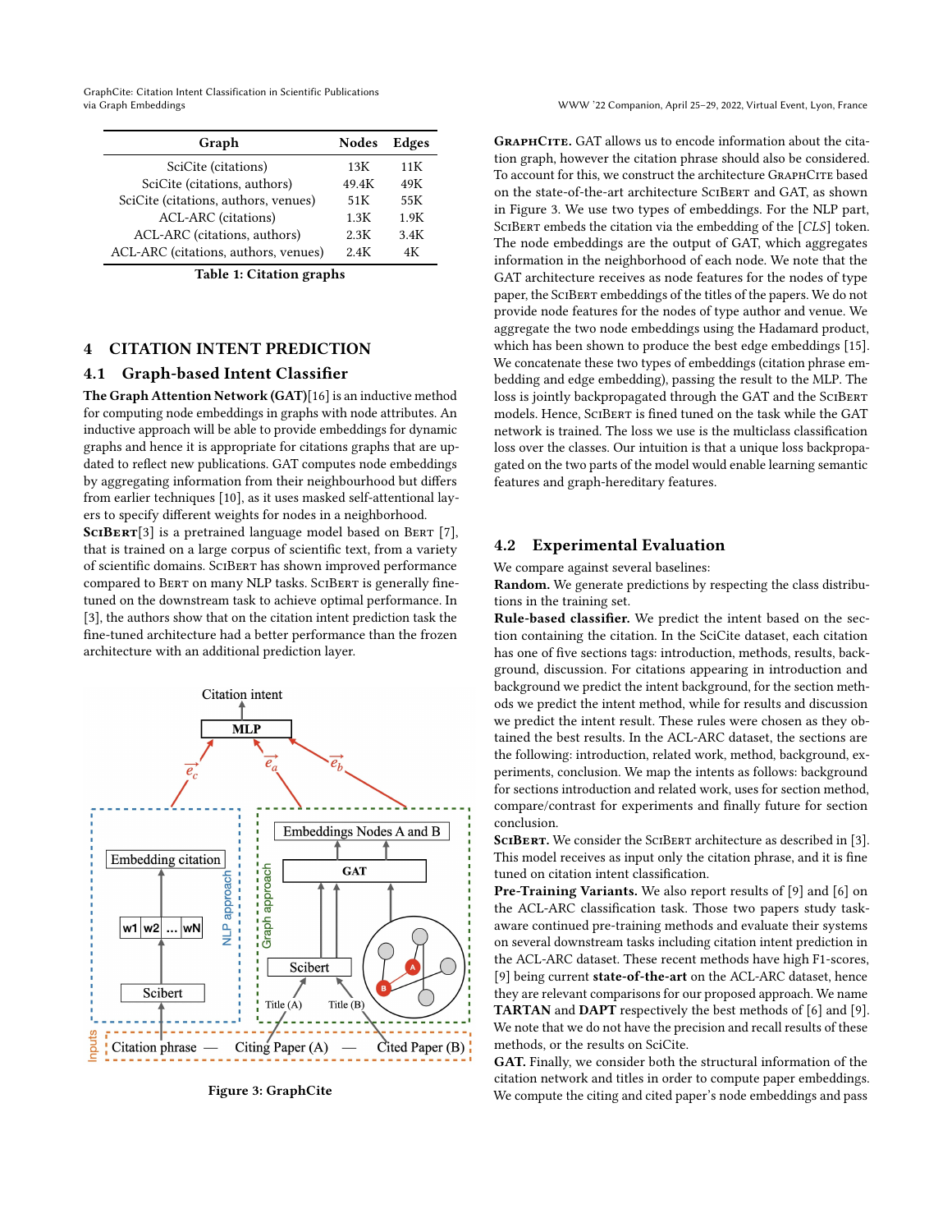| Graph | Nodes | Edges |
|---|---|---|
| SciCite (citations) | 13K | 11K |
| SciCite (citations, authors) | 49.4K | 49K |
| SciCite (citations, authors, venues) | 51K | 55K |
| ACL-ARC (citations) | 1.3K | 1.9K |
| ACL-ARC (citations, authors) | 2.3K | 3.4K |
| ACL-ARC (citations, authors, venues) | 2.4K | 4K |

**Table 1: Citation graphs**

## 4 CITATION INTENT PREDICTION

### 4.1 Graph-based Intent Classifier

**The Graph Attention Network (GAT)**[16] is an inductive method for computing node embeddings in graphs with node attributes. An inductive approach will be able to provide embeddings for dynamic graphs and hence it is appropriate for citations graphs that are updated to reflect new publications. GAT computes node embeddings by aggregating information from their neighbourhood but differs from earlier techniques [10], as it uses masked self-attentional layers to specify different weights for nodes in a neighborhood.

**SciBert**[3] is a pretrained language model based on Bert [7], that is trained on a large corpus of scientific text, from a variety of scientific domains. SciBert has shown improved performance compared to Bert on many NLP tasks. SciBert is generally fine-tuned on the downstream task to achieve optimal performance. In [3], the authors show that on the citation intent prediction task the fine-tuned architecture had a better performance than the frozen architecture with an additional prediction layer.

**Figure 3: GraphCite**

**GraphCite.** GAT allows us to encode information about the citation graph, however the citation phrase should also be considered. To account for this, we construct the architecture GraphCite based on the state-of-the-art architecture SciBert and GAT, as shown in Figure 3. We use two types of embeddings. For the NLP part, SciBert embeds the citation via the embedding of the [*CLS*] token. The node embeddings are the output of GAT, which aggregates information in the neighborhood of each node. We note that the GAT architecture receives as node features for the nodes of type paper, the SciBert embeddings of the titles of the papers. We do not provide node features for the nodes of type author and venue. We aggregate the two node embeddings using the Hadamard product, which has been shown to produce the best edge embeddings [15]. We concatenate these two types of embeddings (citation phrase embedding and edge embedding), passing the result to the MLP. The loss is jointly backpropagated through the GAT and the SciBert models. Hence, SciBert is fined tuned on the task while the GAT network is trained. The loss we use is the multiclass classification loss over the classes. Our intuition is that a unique loss backpropagated on the two parts of the model would enable learning semantic features and graph-hereditary features.

### 4.2 Experimental Evaluation

We compare against several baselines:

**Random.** We generate predictions by respecting the class distributions in the training set.

**Rule-based classifier.** We predict the intent based on the section containing the citation. In the SciCite dataset, each citation has one of five sections tags: introduction, methods, results, background, discussion. For citations appearing in introduction and background we predict the intent background, for the section methods we predict the intent method, while for results and discussion we predict the intent result. These rules were chosen as they obtained the best results. In the ACL-ARC dataset, the sections are the following: introduction, related work, method, background, experiments, conclusion. We map the intents as follows: background for sections introduction and related work, uses for section method, compare/contrast for experiments and finally future for section conclusion.

**SciBert.** We consider the SciBert architecture as described in [3]. This model receives as input only the citation phrase, and it is fine tuned on citation intent classification.

**Pre-Training Variants.** We also report results of [9] and [6] on the ACL-ARC classification task. Those two papers study task-aware continued pre-training methods and evaluate their systems on several downstream tasks including citation intent prediction in the ACL-ARC dataset. These recent methods have high F1-scores, [9] being current **state-of-the-art** on the ACL-ARC dataset, hence they are relevant comparisons for our proposed approach. We name **TARTAN** and **DAPT** respectively the best methods of [6] and [9]. We note that we do not have the precision and recall results of these methods, or the results on SciCite.

**GAT.** Finally, we consider both the structural information of the citation network and titles in order to compute paper embeddings. We compute the citing and cited paper's node embeddings and pass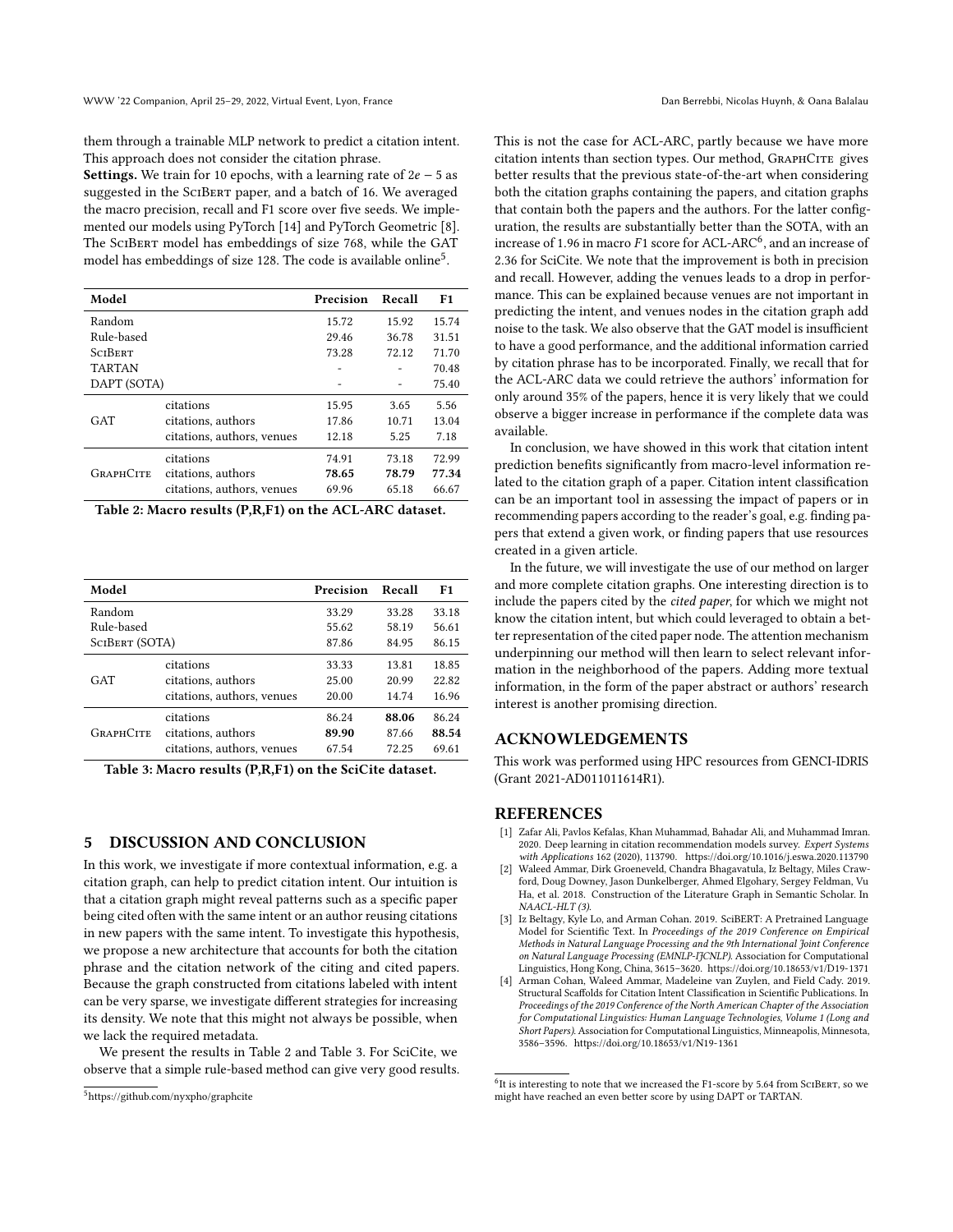them through a trainable MLP network to predict a citation intent. This approach does not consider the citation phrase.

**Settings.** We train for 10 epochs, with a learning rate of $2e-5$ as suggested in the SciBert paper, and a batch of 16. We averaged the macro precision, recall and F1 score over five seeds. We implemented our models using PyTorch [14] and PyTorch Geometric [8]. The SciBert model has embeddings of size 768, while the GAT model has embeddings of size 128. The code is available online[5].

| Model | | Precision | Recall | F1 |
|---|---|---|---|---|
| Random | | 15.72 | 15.92 | 15.74 |
| Rule-based | | 29.46 | 36.78 | 31.51 |
| SciBert | | 73.28 | 72.12 | 71.70 |
| TARTAN | | - | - | 70.48 |
| DAPT (SOTA) | | - | - | 75.40 |
| GAT | citations | 15.95 | 3.65 | 5.56 |
| | citations, authors | 17.86 | 10.71 | 13.04 |
| | citations, authors, venues | 12.18 | 5.25 | 7.18 |
| GraphCite | citations | 74.91 | 73.18 | 72.99 |
| | citations, authors | **78.65** | **78.79** | **77.34** |
| | citations, authors, venues | 69.96 | 65.18 | 66.67 |

**Table 2: Macro results (P,R,F1) on the ACL-ARC dataset.**

| Model | | Precision | Recall | F1 |
|---|---|---|---|---|
| Random | | 33.29 | 33.28 | 33.18 |
| Rule-based | | 55.62 | 58.19 | 56.61 |
| SciBert (SOTA) | | 87.86 | 84.95 | 86.15 |
| GAT | citations | 33.33 | 13.81 | 18.85 |
| | citations, authors | 25.00 | 20.99 | 22.82 |
| | citations, authors, venues | 20.00 | 14.74 | 16.96 |
| GraphCite | citations | 86.24 | **88.06** | 86.24 |
| | citations, authors | **89.90** | 87.66 | **88.54** |
| | citations, authors, venues | 67.54 | 72.25 | 69.61 |

**Table 3: Macro results (P,R,F1) on the SciCite dataset.**

## 5 DISCUSSION AND CONCLUSION

In this work, we investigate if more contextual information, e.g. a citation graph, can help to predict citation intent. Our intuition is that a citation graph might reveal patterns such as a specific paper being cited often with the same intent or an author reusing citations in new papers with the same intent. To investigate this hypothesis, we propose a new architecture that accounts for both the citation phrase and the citation network of the citing and cited papers. Because the graph constructed from citations labeled with intent can be very sparse, we investigate different strategies for increasing its density. We note that this might not always be possible, when we lack the required metadata.

We present the results in Table 2 and Table 3. For SciCite, we observe that a simple rule-based method can give very good results. This is not the case for ACL-ARC, partly because we have more citation intents than section types. Our method, GraphCite gives better results that the previous state-of-the-art when considering both the citation graphs containing the papers, and citation graphs that contain both the papers and the authors. For the latter configuration, the results are substantially better than the SOTA, with an increase of 1.96 in macro $F1$ score for ACL-ARC[6], and an increase of 2.36 for SciCite. We note that the improvement is both in precision and recall. However, adding the venues leads to a drop in performance. This can be explained because venues are not important in predicting the intent, and venues nodes in the citation graph add noise to the task. We also observe that the GAT model is insufficient to have a good performance, and the additional information carried by citation phrase has to be incorporated. Finally, we recall that for the ACL-ARC data we could retrieve the authors' information for only around 35% of the papers, hence it is very likely that we could observe a bigger increase in performance if the complete data was available.

In conclusion, we have showed in this work that citation intent prediction benefits significantly from macro-level information related to the citation graph of a paper. Citation intent classification can be an important tool in assessing the impact of papers or in recommending papers according to the reader's goal, e.g. finding papers that extend a given work, or finding papers that use resources created in a given article.

In the future, we will investigate the use of our method on larger and more complete citation graphs. One interesting direction is to include the papers cited by the *cited paper*, for which we might not know the citation intent, but which could leveraged to obtain a better representation of the cited paper node. The attention mechanism underpinning our method will then learn to select relevant information in the neighborhood of the papers. Adding more textual information, in the form of the paper abstract or authors' research interest is another promising direction.

## ACKNOWLEDGEMENTS

This work was performed using HPC resources from GENCI-IDRIS (Grant 2021-AD011011614R1).

## REFERENCES

- [1] Zafar Ali, Pavlos Kefalas, Khan Muhammad, Bahadar Ali, and Muhammad Imran. 2020. Deep learning in citation recommendation models survey. *Expert Systems with Applications* 162 (2020), 113790. https://doi.org/10.1016/j.eswa.2020.113790
- [2] Waleed Ammar, Dirk Groeneveld, Chandra Bhagavatula, Iz Beltagy, Miles Crawford, Doug Downey, Jason Dunkelberger, Ahmed Elgohary, Sergey Feldman, Vu Ha, et al. 2018. Construction of the Literature Graph in Semantic Scholar. In *NAACL-HLT (3)*.
- [3] Iz Beltagy, Kyle Lo, and Arman Cohan. 2019. SciBERT: A Pretrained Language Model for Scientific Text. In *Proceedings of the 2019 Conference on Empirical Methods in Natural Language Processing and the 9th International Joint Conference on Natural Language Processing (EMNLP-IJCNLP)*. Association for Computational Linguistics, Hong Kong, China, 3615–3620. https://doi.org/10.18653/v1/D19-1371
- [4] Arman Cohan, Waleed Ammar, Madeleine van Zuylen, and Field Cady. 2019. Structural Scaffolds for Citation Intent Classification in Scientific Publications. In *Proceedings of the 2019 Conference of the North American Chapter of the Association for Computational Linguistics: Human Language Technologies, Volume 1 (Long and Short Papers)*. Association for Computational Linguistics, Minneapolis, Minnesota, 3586–3596. https://doi.org/10.18653/v1/N19-1361

[5] https://github.com/nyxpho/graphcite

[6] It is interesting to note that we increased the F1-score by 5.64 from SciBert, so we might have reached an even better score by using DAPT or TARTAN.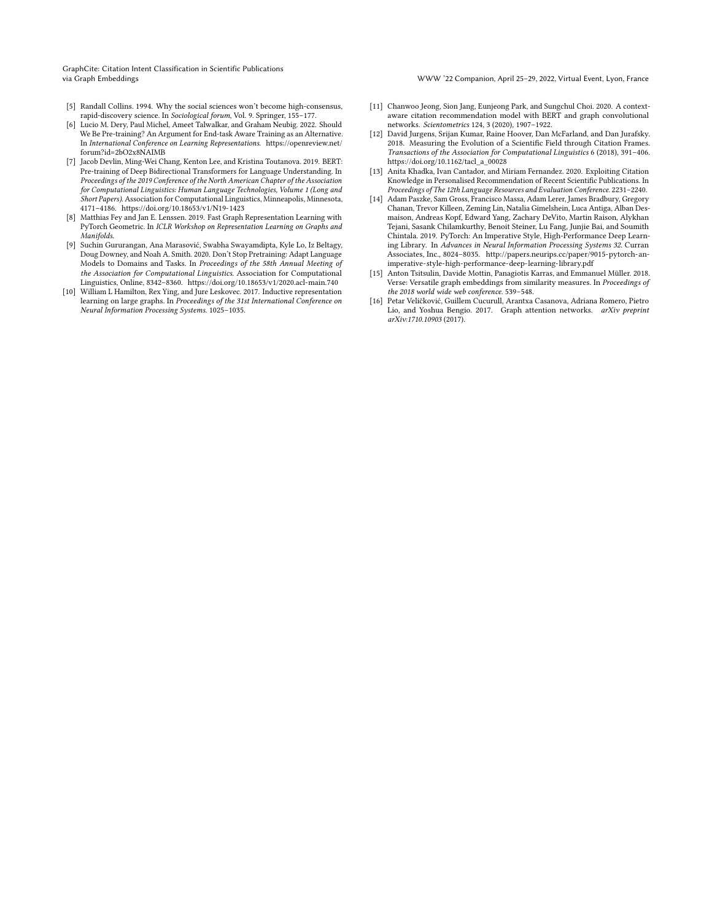[5] Randall Collins. 1994. Why the social sciences won't become high-consensus, rapid-discovery science. In *Sociological forum*, Vol. 9. Springer, 155–177.

[6] Lucio M. Dery, Paul Michel, Ameet Talwalkar, and Graham Neubig. 2022. Should We Be Pre-training? An Argument for End-task Aware Training as an Alternative. In *International Conference on Learning Representations*. https://openreview.net/forum?id=2bO2x8NAIMB

[7] Jacob Devlin, Ming-Wei Chang, Kenton Lee, and Kristina Toutanova. 2019. BERT: Pre-training of Deep Bidirectional Transformers for Language Understanding. In *Proceedings of the 2019 Conference of the North American Chapter of the Association for Computational Linguistics: Human Language Technologies, Volume 1 (Long and Short Papers)*. Association for Computational Linguistics, Minneapolis, Minnesota, 4171–4186. https://doi.org/10.18653/v1/N19-1423

[8] Matthias Fey and Jan E. Lenssen. 2019. Fast Graph Representation Learning with PyTorch Geometric. In *ICLR Workshop on Representation Learning on Graphs and Manifolds*.

[9] Suchin Gururangan, Ana Marasović, Swabha Swayamdipta, Kyle Lo, Iz Beltagy, Doug Downey, and Noah A. Smith. 2020. Don't Stop Pretraining: Adapt Language Models to Domains and Tasks. In *Proceedings of the 58th Annual Meeting of the Association for Computational Linguistics*. Association for Computational Linguistics, Online, 8342–8360. https://doi.org/10.18653/v1/2020.acl-main.740

[10] William L Hamilton, Rex Ying, and Jure Leskovec. 2017. Inductive representation learning on large graphs. In *Proceedings of the 31st International Conference on Neural Information Processing Systems*. 1025–1035.

[11] Chanwoo Jeong, Sion Jang, Eunjeong Park, and Sungchul Choi. 2020. A context-aware citation recommendation model with BERT and graph convolutional networks. *Scientometrics* 124, 3 (2020), 1907–1922.

[12] David Jurgens, Srijan Kumar, Raine Hoover, Dan McFarland, and Dan Jurafsky. 2018. Measuring the Evolution of a Scientific Field through Citation Frames. *Transactions of the Association for Computational Linguistics* 6 (2018), 391–406. https://doi.org/10.1162/tacl_a_00028

[13] Anita Khadka, Ivan Cantador, and Miriam Fernandez. 2020. Exploiting Citation Knowledge in Personalised Recommendation of Recent Scientific Publications. In *Proceedings of The 12th Language Resources and Evaluation Conference*. 2231–2240.

[14] Adam Paszke, Sam Gross, Francisco Massa, Adam Lerer, James Bradbury, Gregory Chanan, Trevor Killeen, Zeming Lin, Natalia Gimelshein, Luca Antiga, Alban Desmaison, Andreas Kopf, Edward Yang, Zachary DeVito, Martin Raison, Alykhan Tejani, Sasank Chilamkurthy, Benoit Steiner, Lu Fang, Junjie Bai, and Soumith Chintala. 2019. PyTorch: An Imperative Style, High-Performance Deep Learning Library. In *Advances in Neural Information Processing Systems 32*. Curran Associates, Inc., 8024–8035. http://papers.neurips.cc/paper/9015-pytorch-an-imperative-style-high-performance-deep-learning-library.pdf

[15] Anton Tsitsulin, Davide Mottin, Panagiotis Karras, and Emmanuel Müller. 2018. Verse: Versatile graph embeddings from similarity measures. In *Proceedings of the 2018 world wide web conference*. 539–548.

[16] Petar Veličković, Guillem Cucurull, Arantxa Casanova, Adriana Romero, Pietro Lio, and Yoshua Bengio. 2017. Graph attention networks. *arXiv preprint arXiv:1710.10903* (2017).